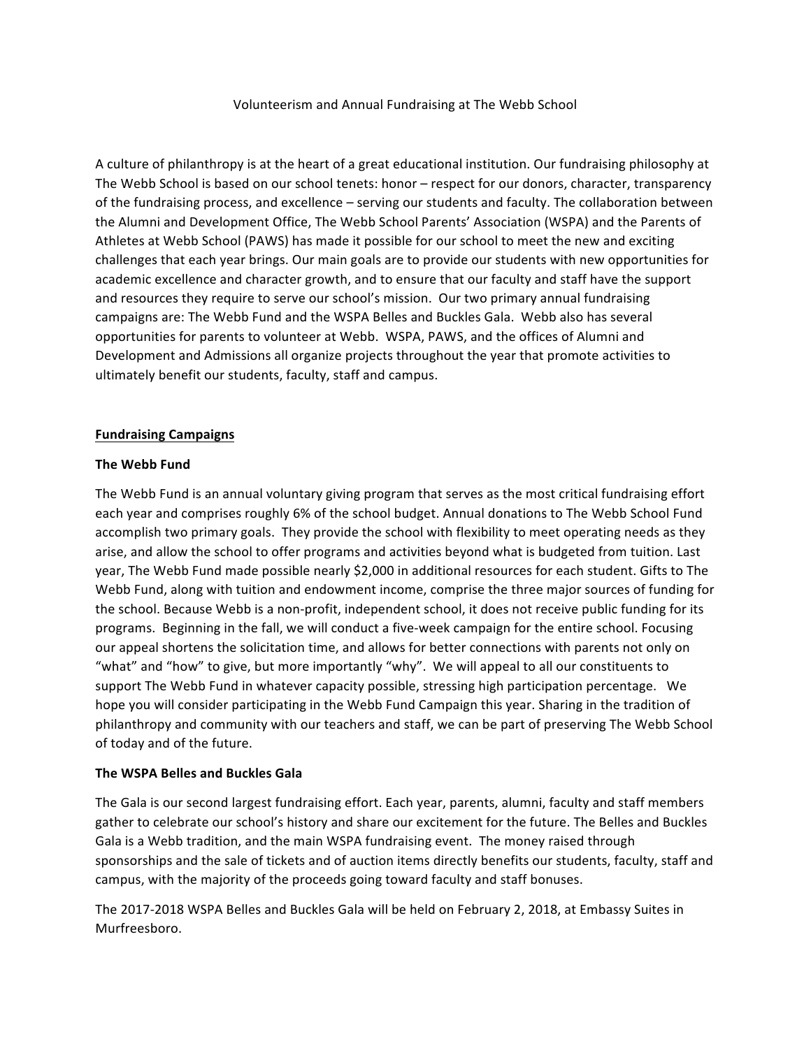# Volunteerism and Annual Fundraising at The Webb School

A culture of philanthropy is at the heart of a great educational institution. Our fundraising philosophy at The Webb School is based on our school tenets: honor – respect for our donors, character, transparency of the fundraising process, and excellence – serving our students and faculty. The collaboration between the Alumni and Development Office, The Webb School Parents' Association (WSPA) and the Parents of Athletes at Webb School (PAWS) has made it possible for our school to meet the new and exciting challenges that each year brings. Our main goals are to provide our students with new opportunities for academic excellence and character growth, and to ensure that our faculty and staff have the support and resources they require to serve our school's mission. Our two primary annual fundraising campaigns are: The Webb Fund and the WSPA Belles and Buckles Gala. Webb also has several opportunities for parents to volunteer at Webb. WSPA, PAWS, and the offices of Alumni and Development and Admissions all organize projects throughout the year that promote activities to ultimately benefit our students, faculty, staff and campus.

## Fundraising Campaigns

### The Webb Fund

The Webb Fund is an annual voluntary giving program that serves as the most critical fundraising effort each year and comprises roughly 6% of the school budget. Annual donations to The Webb School Fund accomplish two primary goals. They provide the school with flexibility to meet operating needs as they arise, and allow the school to offer programs and activities beyond what is budgeted from tuition. Last year, The Webb Fund made possible nearly $2,000 in additional resources for each student. Gifts to The Webb Fund, along with tuition and endowment income, comprise the three major sources of funding for the school. Because Webb is a non-profit, independent school, it does not receive public funding for its programs. Beginning in the fall, we will conduct a five-week campaign for the entire school. Focusing our appeal shortens the solicitation time, and allows for better connections with parents not only on "what" and "how" to give, but more importantly "why". We will appeal to all our constituents to support The Webb Fund in whatever capacity possible, stressing high participation percentage. We hope you will consider participating in the Webb Fund Campaign this year. Sharing in the tradition of philanthropy and community with our teachers and staff, we can be part of preserving The Webb School of today and of the future.

### The WSPA Belles and Buckles Gala

The Gala is our second largest fundraising effort. Each year, parents, alumni, faculty and staff members gather to celebrate our school's history and share our excitement for the future. The Belles and Buckles Gala is a Webb tradition, and the main WSPA fundraising event. The money raised through sponsorships and the sale of tickets and of auction items directly benefits our students, faculty, staff and campus, with the majority of the proceeds going toward faculty and staff bonuses.

The 2017-2018 WSPA Belles and Buckles Gala will be held on February 2, 2018, at Embassy Suites in Murfreesboro.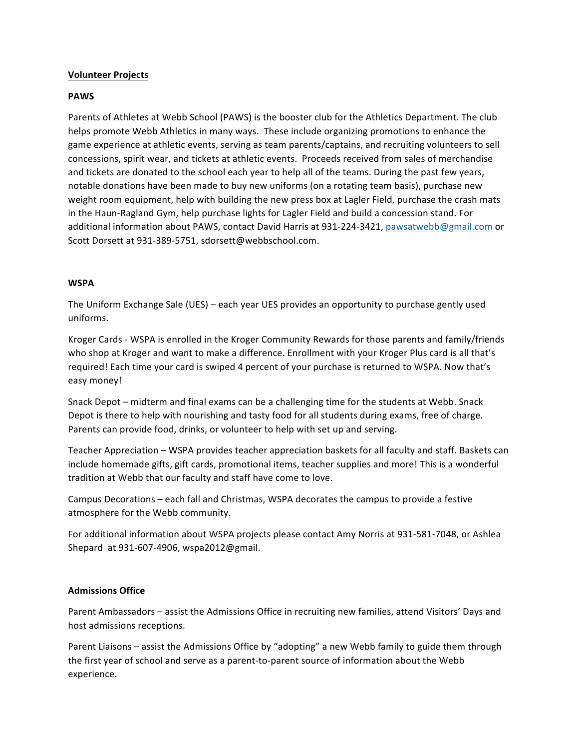## Volunteer Projects

### PAWS

Parents of Athletes at Webb School (PAWS) is the booster club for the Athletics Department. The club helps promote Webb Athletics in many ways. These include organizing promotions to enhance the game experience at athletic events, serving as team parents/captains, and recruiting volunteers to sell concessions, spirit wear, and tickets at athletic events. Proceeds received from sales of merchandise and tickets are donated to the school each year to help all of the teams. During the past few years, notable donations have been made to buy new uniforms (on a rotating team basis), purchase new weight room equipment, help with building the new press box at Lagler Field, purchase the crash mats in the Haun-Ragland Gym, help purchase lights for Lagler Field and build a concession stand. For additional information about PAWS, contact David Harris at 931-224-3421, pawsatwebb@gmail.com or Scott Dorsett at 931-389-5751, sdorsett@webbschool.com.

### WSPA

The Uniform Exchange Sale (UES) – each year UES provides an opportunity to purchase gently used uniforms.

Kroger Cards - WSPA is enrolled in the Kroger Community Rewards for those parents and family/friends who shop at Kroger and want to make a difference. Enrollment with your Kroger Plus card is all that's required! Each time your card is swiped 4 percent of your purchase is returned to WSPA. Now that's easy money!

Snack Depot – midterm and final exams can be a challenging time for the students at Webb. Snack Depot is there to help with nourishing and tasty food for all students during exams, free of charge. Parents can provide food, drinks, or volunteer to help with set up and serving.

Teacher Appreciation – WSPA provides teacher appreciation baskets for all faculty and staff. Baskets can include homemade gifts, gift cards, promotional items, teacher supplies and more! This is a wonderful tradition at Webb that our faculty and staff have come to love.

Campus Decorations – each fall and Christmas, WSPA decorates the campus to provide a festive atmosphere for the Webb community.

For additional information about WSPA projects please contact Amy Norris at 931-581-7048, or Ashlea Shepard at 931-607-4906, wspa2012@gmail.

### Admissions Office

Parent Ambassadors – assist the Admissions Office in recruiting new families, attend Visitors' Days and host admissions receptions.

Parent Liaisons – assist the Admissions Office by "adopting" a new Webb family to guide them through the first year of school and serve as a parent-to-parent source of information about the Webb experience.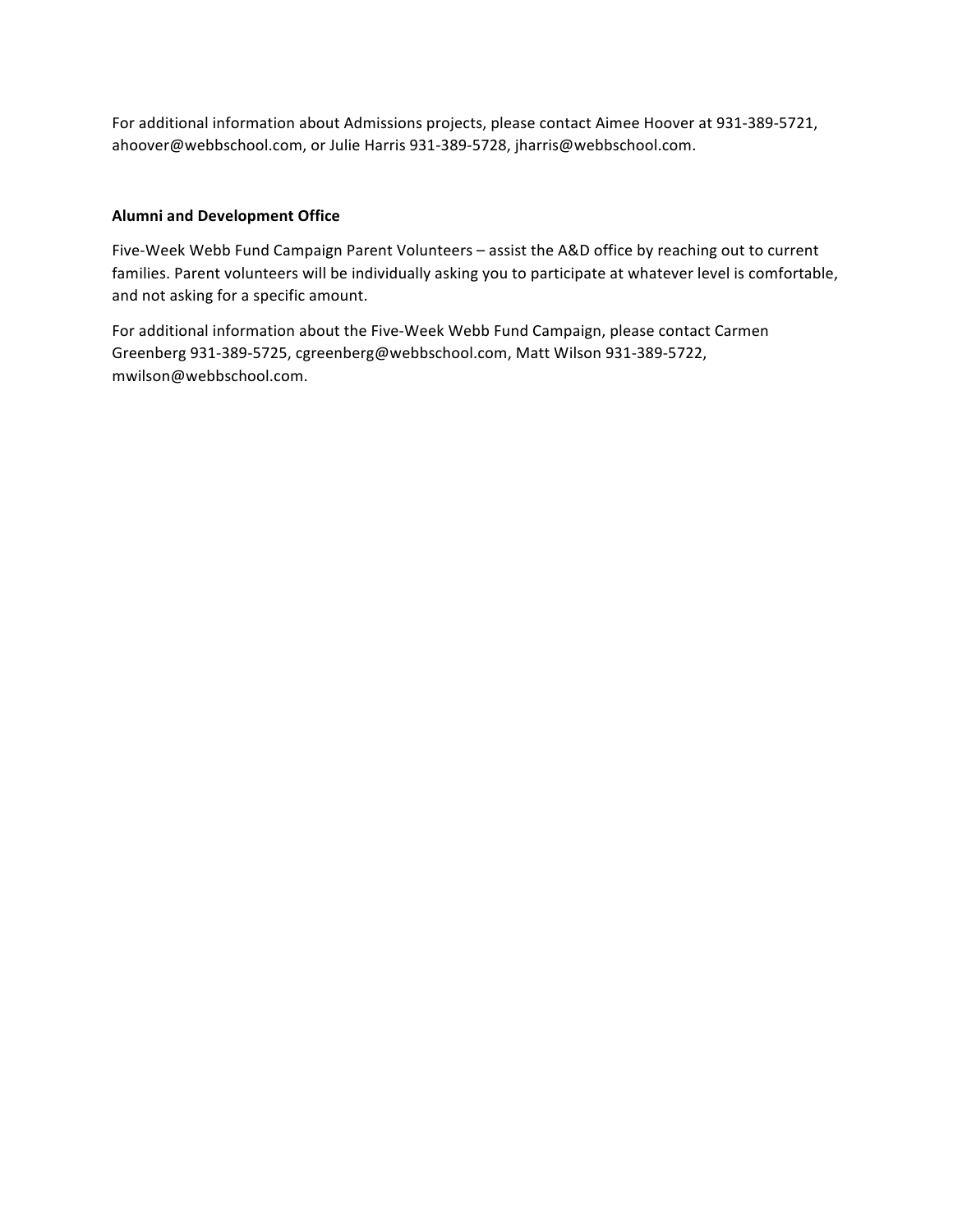For additional information about Admissions projects, please contact Aimee Hoover at 931-389-5721, ahoover@webbschool.com, or Julie Harris 931-389-5728, jharris@webbschool.com.

**Alumni and Development Office**

Five-Week Webb Fund Campaign Parent Volunteers – assist the A&D office by reaching out to current families. Parent volunteers will be individually asking you to participate at whatever level is comfortable, and not asking for a specific amount.

For additional information about the Five-Week Webb Fund Campaign, please contact Carmen Greenberg 931-389-5725, cgreenberg@webbschool.com, Matt Wilson 931-389-5722, mwilson@webbschool.com.